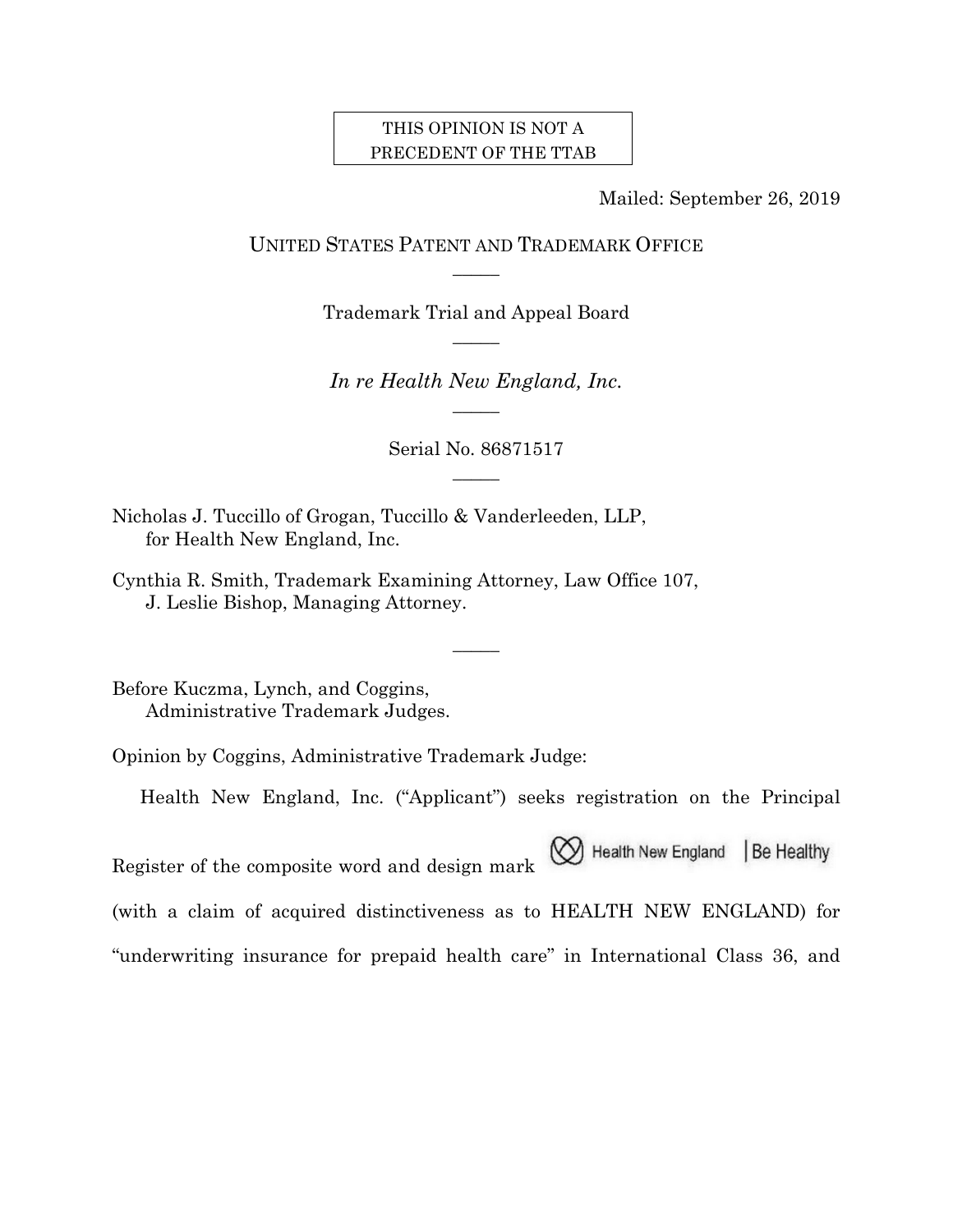THIS OPINION IS NOT A PRECEDENT OF THE TTAB

Mailed: September 26, 2019

UNITED STATES PATENT AND TRADEMARK OFFICE

Trademark Trial and Appeal Board

*In re Health New England, Inc.*

Serial No. 86871517

Nicholas J. Tuccillo of Grogan, Tuccillo & Vanderleeden, LLP,
for Health New England, Inc.

Cynthia R. Smith, Trademark Examining Attorney, Law Office 107,
J. Leslie Bishop, Managing Attorney.

Before Kuczma, Lynch, and Coggins,
Administrative Trademark Judges.

Opinion by Coggins, Administrative Trademark Judge:

Health New England, Inc. ("Applicant") seeks registration on the Principal Register of the composite word and design mark Health New England | Be Healthy (with a claim of acquired distinctiveness as to HEALTH NEW ENGLAND) for "underwriting insurance for prepaid health care" in International Class 36, and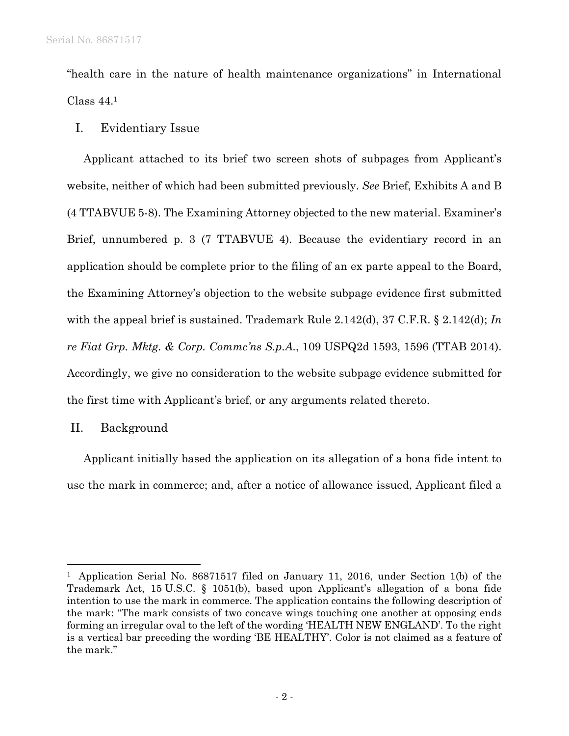"health care in the nature of health maintenance organizations" in International Class 44.[1]

## I. Evidentiary Issue

Applicant attached to its brief two screen shots of subpages from Applicant's website, neither of which had been submitted previously. *See* Brief, Exhibits A and B (4 TTABVUE 5-8). The Examining Attorney objected to the new material. Examiner's Brief, unnumbered p. 3 (7 TTABVUE 4). Because the evidentiary record in an application should be complete prior to the filing of an ex parte appeal to the Board, the Examining Attorney's objection to the website subpage evidence first submitted with the appeal brief is sustained. Trademark Rule 2.142(d), 37 C.F.R. § 2.142(d); *In re Fiat Grp. Mktg. & Corp. Commc'ns S.p.A.*, 109 USPQ2d 1593, 1596 (TTAB 2014). Accordingly, we give no consideration to the website subpage evidence submitted for the first time with Applicant's brief, or any arguments related thereto.

## II. Background

Applicant initially based the application on its allegation of a bona fide intent to use the mark in commerce; and, after a notice of allowance issued, Applicant filed a

---

[1] Application Serial No. 86871517 filed on January 11, 2016, under Section 1(b) of the Trademark Act, 15 U.S.C. § 1051(b), based upon Applicant's allegation of a bona fide intention to use the mark in commerce. The application contains the following description of the mark: "The mark consists of two concave wings touching one another at opposing ends forming an irregular oval to the left of the wording 'HEALTH NEW ENGLAND'. To the right is a vertical bar preceding the wording 'BE HEALTHY'. Color is not claimed as a feature of the mark."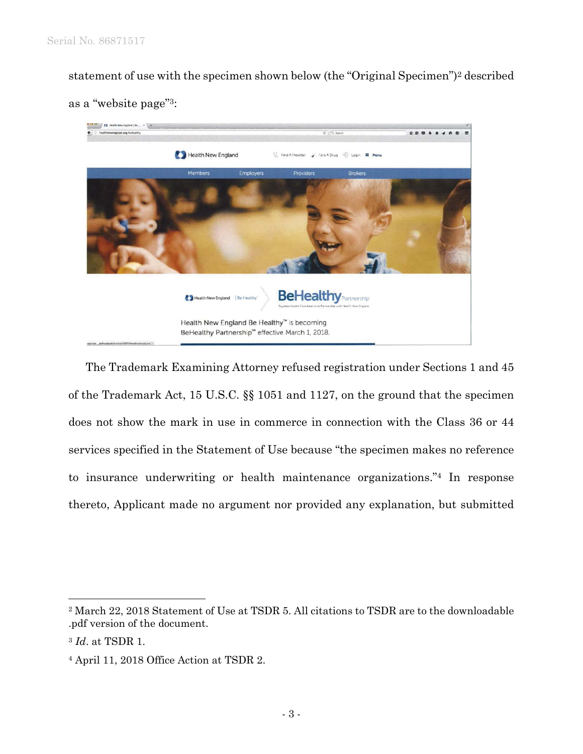statement of use with the specimen shown below (the "Original Specimen")[2] described as a "website page"[3]:

The Trademark Examining Attorney refused registration under Sections 1 and 45 of the Trademark Act, 15 U.S.C. §§ 1051 and 1127, on the ground that the specimen does not show the mark in use in commerce in connection with the Class 36 or 44 services specified in the Statement of Use because "the specimen makes no reference to insurance underwriting or health maintenance organizations."[4] In response thereto, Applicant made no argument nor provided any explanation, but submitted

---

[2] March 22, 2018 Statement of Use at TSDR 5. All citations to TSDR are to the downloadable .pdf version of the document.

[3] *Id*. at TSDR 1.

[4] April 11, 2018 Office Action at TSDR 2.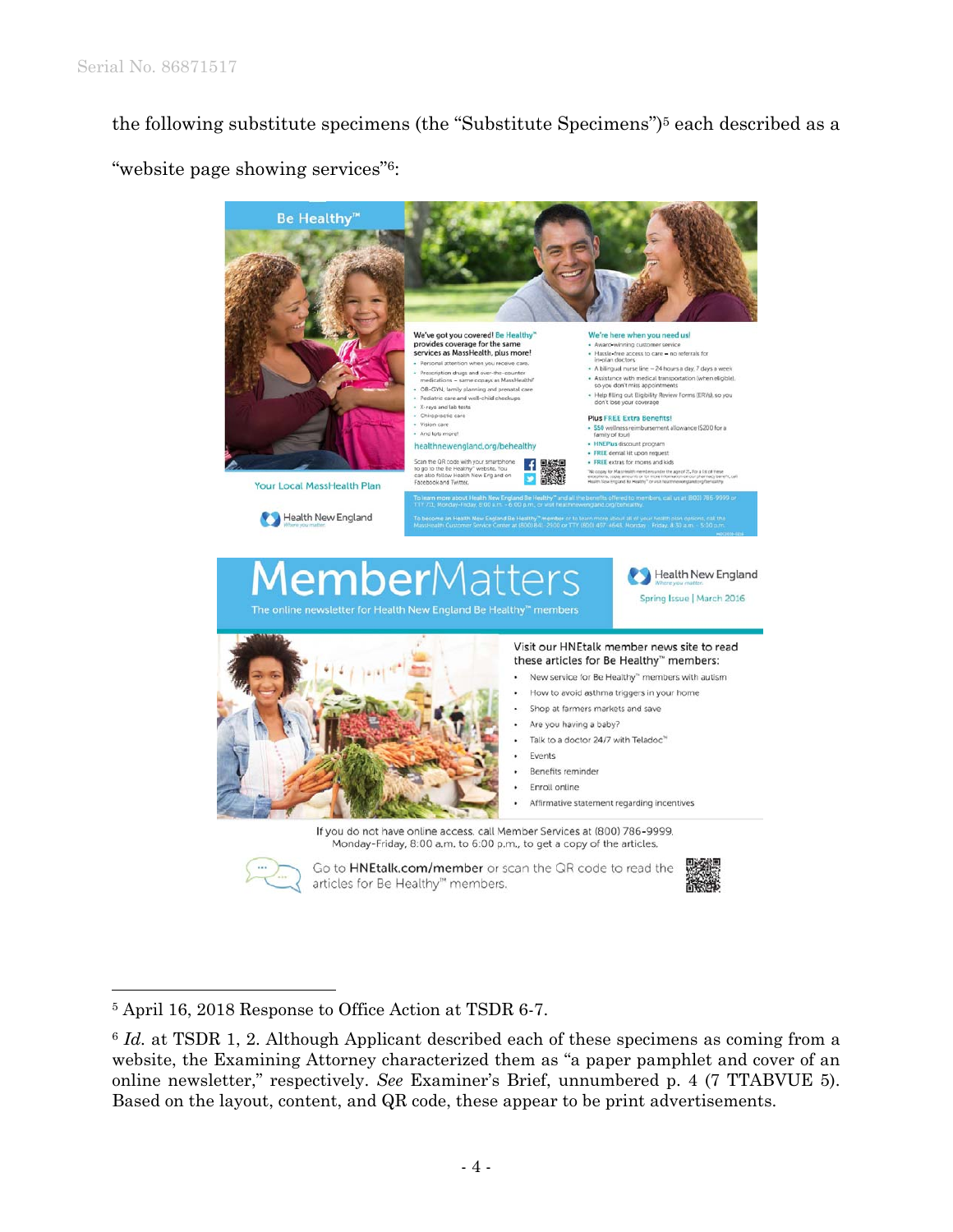the following substitute specimens (the "Substitute Specimens")[5] each described as a "website page showing services"[6]:

**Be Healthy™**

Your Local MassHealth Plan

Health New England

**We've got you covered! Be Healthy™ provides coverage for the same services as MassHealth, plus more!**

- Personal attention when you receive care.
- Prescription drugs and over-the-counter medications – same copays as MassHealth*
- OB-GYN, family planning and prenatal care
- Pediatric care and well-child checkups
- X-rays and lab tests
- Chiropractic care
- Vision care
- And lots more!

healthnewengland.org/behealthy

Scan the QR code with your smartphone to go to the Be Healthy™ website. You can also follow Health New England on Facebook and Twitter.

**We're here when you need us!**

- Award-winning customer service
- Hassle-free access to care – no referrals for in-plan doctors
- A bilingual nurse line – 24 hours a day, 7 days a week
- Assistance with medical transportation (when eligible), so you don't miss appointments
- Help filling out Eligibility Review Forms (ERVs), so you don't lose your coverage

**Plus FREE Extra Benefits!**

- $50 wellness reimbursement allowance ($200 for a family of four)
- HNEPlus discount program
- FREE dental kit upon request
- FREE extras for moms and kids

*No copay for MassHealth members under the age of 21. For a list of these exceptions, copay amounts or for more information on our pharmacy benefit, call Health New England Be Healthy™ or visit healthnewengland.org/behealthy.

To learn more about Health New England Be Healthy™ and all the benefits offered to members, call us at (800) 786-9999 or TTY 711, Monday-Friday, 8:00 a.m. - 6:00 p.m., or visit healthnewengland.org/behealthy.

To become an Health New England Be Healthy™ member or to learn more about all of your health plan options, call the MassHealth Customer Service Center at (800) 841-2900 or TTY (800) 497-4648, Monday - Friday, 8:30 a.m. - 5:00 p.m.

**MemberMatters**

The online newsletter for Health New England Be Healthy™ members

Health New England

Spring Issue | March 2016

Visit our HNEtalk member news site to read these articles for Be Healthy™ members:

- New service for Be Healthy™ members with autism
- How to avoid asthma triggers in your home
- Shop at farmers markets and save
- Are you having a baby?
- Talk to a doctor 24/7 with Teladoc™
- Events
- Benefits reminder
- Enroll online
- Affirmative statement regarding incentives

If you do not have online access, call Member Services at (800) 786-9999, Monday-Friday, 8:00 a.m. to 6:00 p.m., to get a copy of the articles.

Go to **HNEtalk.com/member** or scan the QR code to read the articles for Be Healthy™ members.

---

[5] April 16, 2018 Response to Office Action at TSDR 6-7.

[6] *Id.* at TSDR 1, 2. Although Applicant described each of these specimens as coming from a website, the Examining Attorney characterized them as "a paper pamphlet and cover of an online newsletter," respectively. *See* Examiner's Brief, unnumbered p. 4 (7 TTABVUE 5). Based on the layout, content, and QR code, these appear to be print advertisements.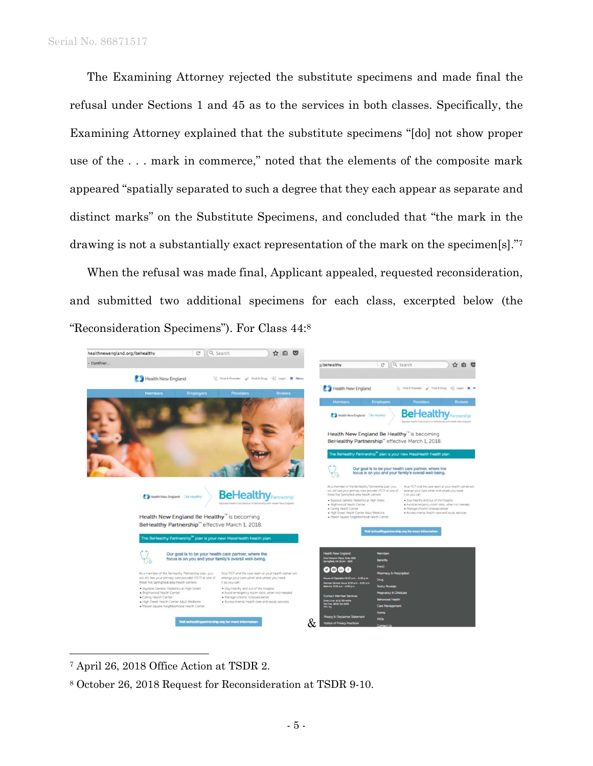The Examining Attorney rejected the substitute specimens and made final the refusal under Sections 1 and 45 as to the services in both classes. Specifically, the Examining Attorney explained that the substitute specimens "[do] not show proper use of the . . . mark in commerce," noted that the elements of the composite mark appeared "spatially separated to such a degree that they each appear as separate and distinct marks" on the Substitute Specimens, and concluded that "the mark in the drawing is not a substantially exact representation of the mark on the specimen[s]."[7]

When the refusal was made final, Applicant appealed, requested reconsideration, and submitted two additional specimens for each class, excerpted below (the "Reconsideration Specimens"). For Class 44:[8]

&

---

[7] April 26, 2018 Office Action at TSDR 2.

[8] October 26, 2018 Request for Reconsideration at TSDR 9-10.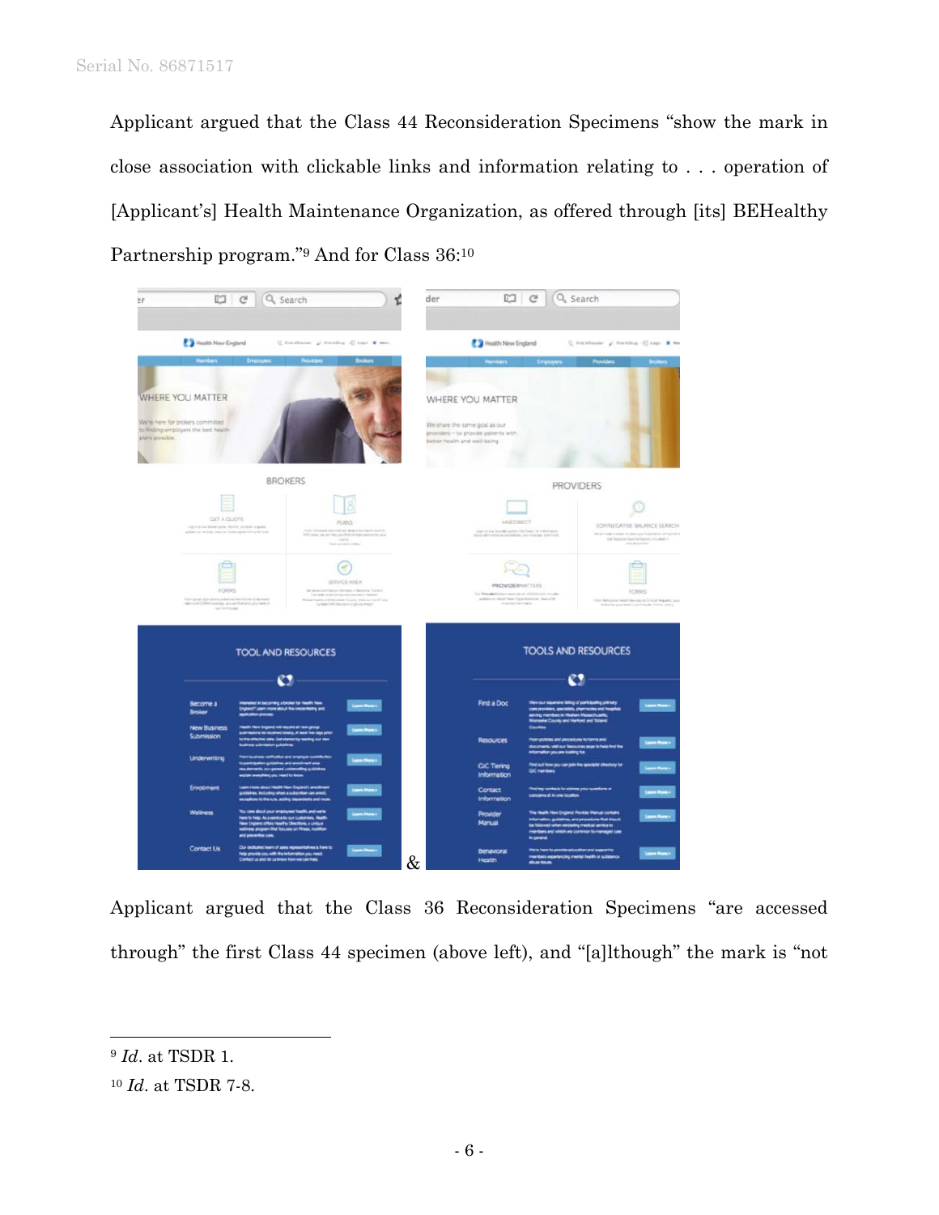Applicant argued that the Class 44 Reconsideration Specimens "show the mark in close association with clickable links and information relating to . . . operation of [Applicant's] Health Maintenance Organization, as offered through [its] BEHealthy Partnership program."[9] And for Class 36:[10]

&

Applicant argued that the Class 36 Reconsideration Specimens "are accessed through" the first Class 44 specimen (above left), and "[a]lthough" the mark is "not

---

[9] *Id.* at TSDR 1.

[10] *Id.* at TSDR 7-8.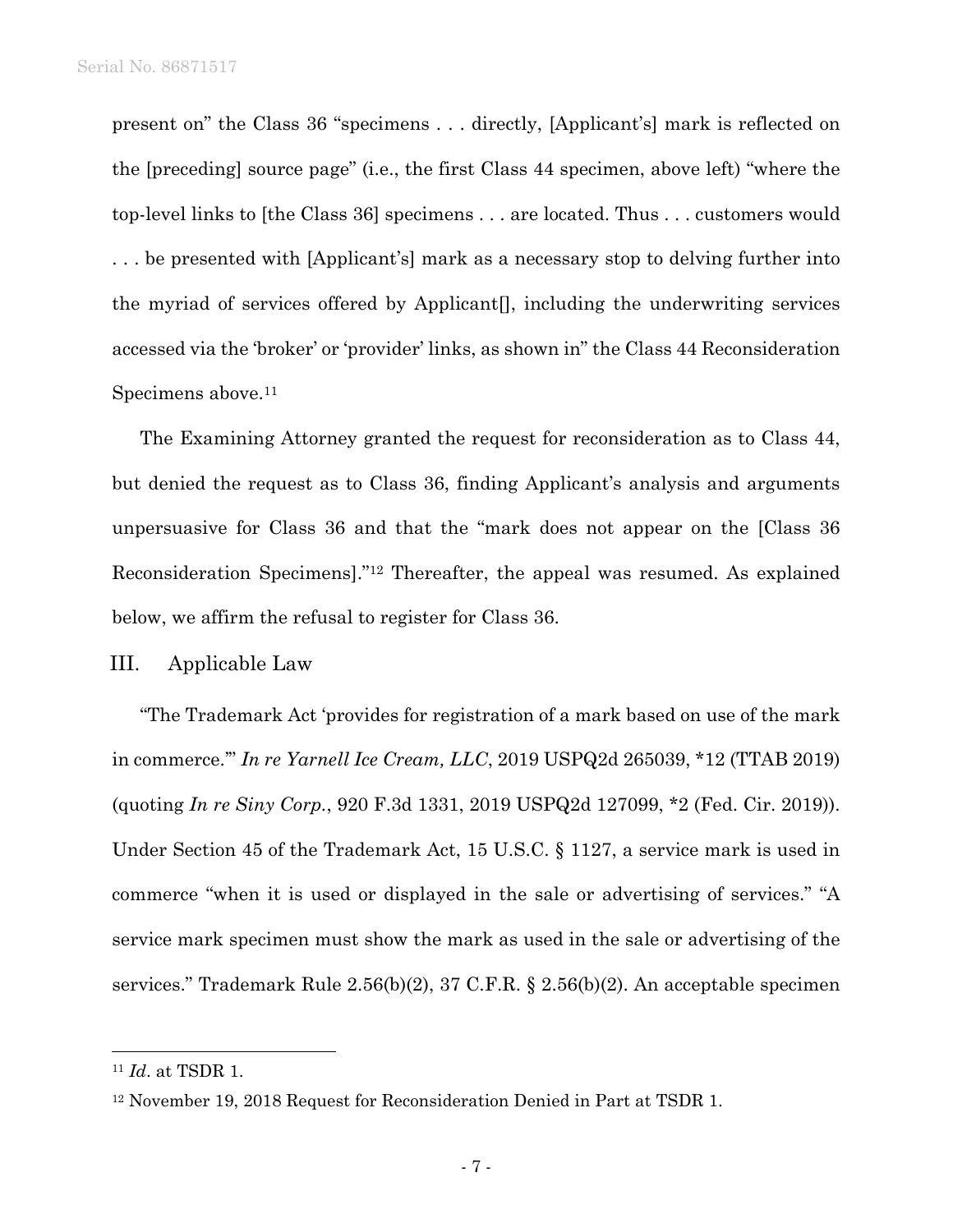present on" the Class 36 "specimens . . . directly, [Applicant's] mark is reflected on the [preceding] source page" (i.e., the first Class 44 specimen, above left) "where the top-level links to [the Class 36] specimens . . . are located. Thus . . . customers would . . . be presented with [Applicant's] mark as a necessary stop to delving further into the myriad of services offered by Applicant[], including the underwriting services accessed via the 'broker' or 'provider' links, as shown in" the Class 44 Reconsideration Specimens above.[11]

The Examining Attorney granted the request for reconsideration as to Class 44, but denied the request as to Class 36, finding Applicant's analysis and arguments unpersuasive for Class 36 and that the "mark does not appear on the [Class 36 Reconsideration Specimens]."[12] Thereafter, the appeal was resumed. As explained below, we affirm the refusal to register for Class 36.

## III. Applicable Law

"The Trademark Act 'provides for registration of a mark based on use of the mark in commerce.'" *In re Yarnell Ice Cream, LLC*, 2019 USPQ2d 265039, *12 (TTAB 2019) (quoting *In re Siny Corp.*, 920 F.3d 1331, 2019 USPQ2d 127099, *2 (Fed. Cir. 2019)). Under Section 45 of the Trademark Act, 15 U.S.C. § 1127, a service mark is used in commerce "when it is used or displayed in the sale or advertising of services." "A service mark specimen must show the mark as used in the sale or advertising of the services." Trademark Rule 2.56(b)(2), 37 C.F.R. § 2.56(b)(2). An acceptable specimen

---

[11] *Id*. at TSDR 1.

[12] November 19, 2018 Request for Reconsideration Denied in Part at TSDR 1.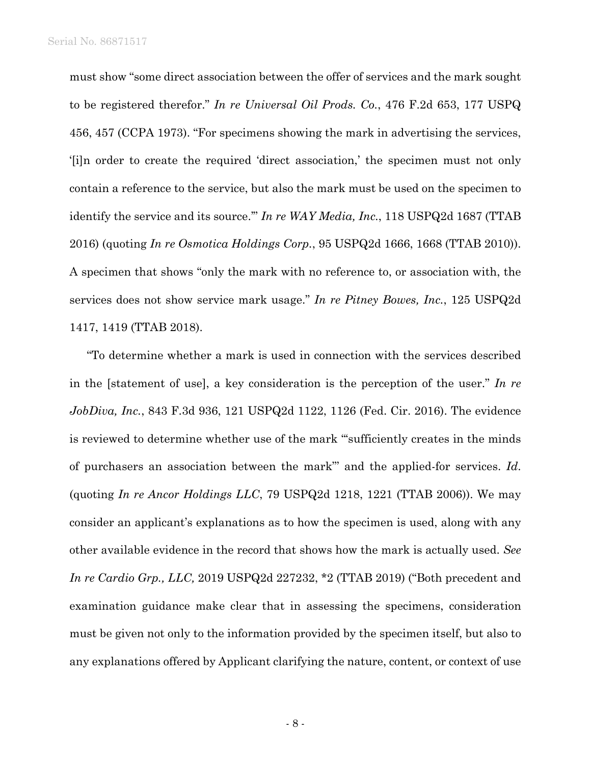must show "some direct association between the offer of services and the mark sought to be registered therefor." *In re Universal Oil Prods. Co.*, 476 F.2d 653, 177 USPQ 456, 457 (CCPA 1973). "For specimens showing the mark in advertising the services, '[i]n order to create the required 'direct association,' the specimen must not only contain a reference to the service, but also the mark must be used on the specimen to identify the service and its source.'" *In re WAY Media, Inc.*, 118 USPQ2d 1687 (TTAB 2016) (quoting *In re Osmotica Holdings Corp.*, 95 USPQ2d 1666, 1668 (TTAB 2010)). A specimen that shows "only the mark with no reference to, or association with, the services does not show service mark usage." *In re Pitney Bowes, Inc.*, 125 USPQ2d 1417, 1419 (TTAB 2018).

"To determine whether a mark is used in connection with the services described in the [statement of use], a key consideration is the perception of the user." *In re JobDiva, Inc.*, 843 F.3d 936, 121 USPQ2d 1122, 1126 (Fed. Cir. 2016). The evidence is reviewed to determine whether use of the mark "'sufficiently creates in the minds of purchasers an association between the mark'" and the applied-for services. *Id*. (quoting *In re Ancor Holdings LLC*, 79 USPQ2d 1218, 1221 (TTAB 2006)). We may consider an applicant's explanations as to how the specimen is used, along with any other available evidence in the record that shows how the mark is actually used. *See In re Cardio Grp., LLC,* 2019 USPQ2d 227232, *2 (TTAB 2019) ("Both precedent and examination guidance make clear that in assessing the specimens, consideration must be given not only to the information provided by the specimen itself, but also to any explanations offered by Applicant clarifying the nature, content, or context of use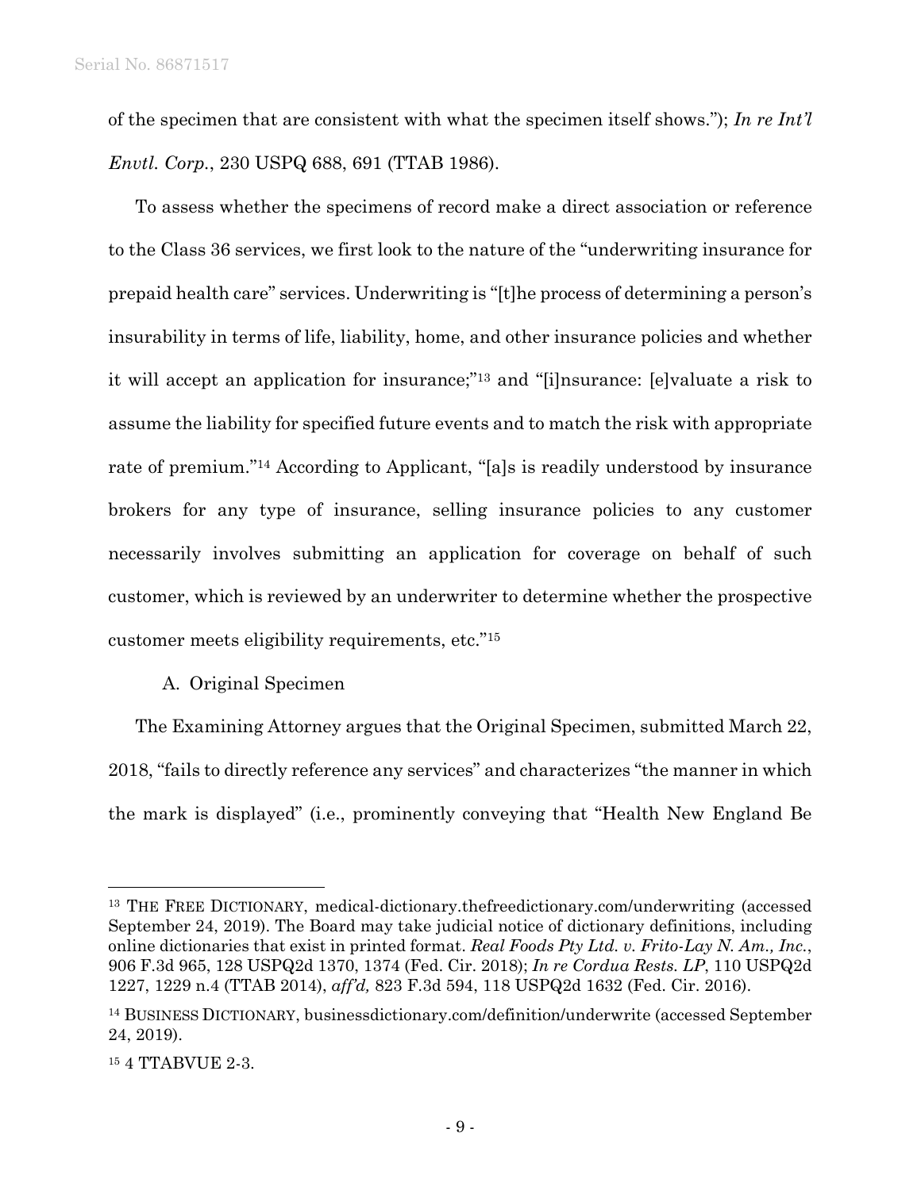of the specimen that are consistent with what the specimen itself shows."); *In re Int'l Envtl. Corp.*, 230 USPQ 688, 691 (TTAB 1986).

To assess whether the specimens of record make a direct association or reference to the Class 36 services, we first look to the nature of the "underwriting insurance for prepaid health care" services. Underwriting is "[t]he process of determining a person's insurability in terms of life, liability, home, and other insurance policies and whether it will accept an application for insurance;"[13] and "[i]nsurance: [e]valuate a risk to assume the liability for specified future events and to match the risk with appropriate rate of premium."[14] According to Applicant, "[a]s is readily understood by insurance brokers for any type of insurance, selling insurance policies to any customer necessarily involves submitting an application for coverage on behalf of such customer, which is reviewed by an underwriter to determine whether the prospective customer meets eligibility requirements, etc."[15]

A. Original Specimen

The Examining Attorney argues that the Original Specimen, submitted March 22, 2018, "fails to directly reference any services" and characterizes "the manner in which the mark is displayed" (i.e., prominently conveying that "Health New England Be

---

[13] THE FREE DICTIONARY, medical-dictionary.thefreedictionary.com/underwriting (accessed September 24, 2019). The Board may take judicial notice of dictionary definitions, including online dictionaries that exist in printed format. *Real Foods Pty Ltd. v. Frito-Lay N. Am., Inc.*, 906 F.3d 965, 128 USPQ2d 1370, 1374 (Fed. Cir. 2018); *In re Cordua Rests. LP*, 110 USPQ2d 1227, 1229 n.4 (TTAB 2014), *aff'd,* 823 F.3d 594, 118 USPQ2d 1632 (Fed. Cir. 2016).

[14] BUSINESS DICTIONARY, businessdictionary.com/definition/underwrite (accessed September 24, 2019).

[15] 4 TTABVUE 2-3.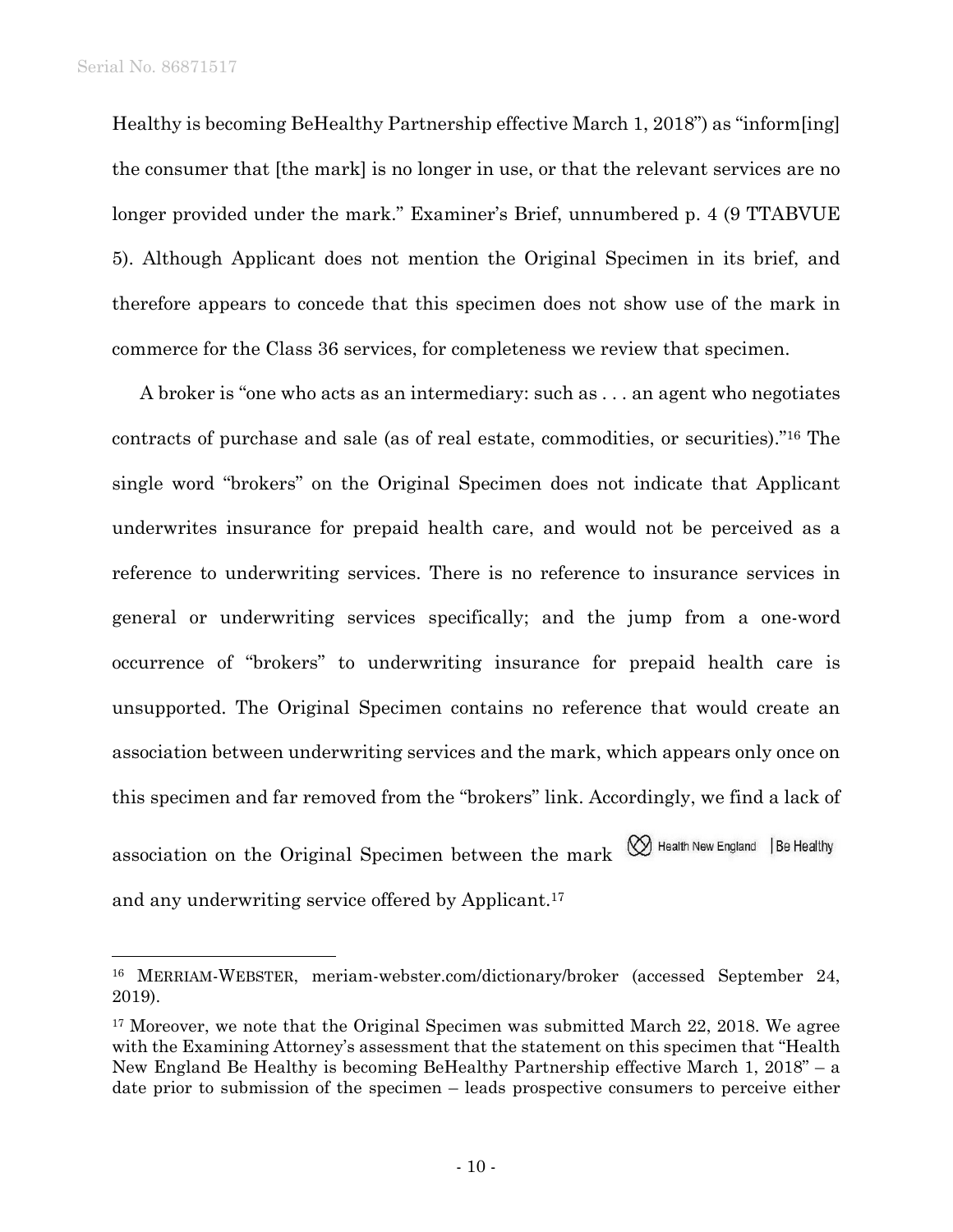Healthy is becoming BeHealthy Partnership effective March 1, 2018") as "inform[ing] the consumer that [the mark] is no longer in use, or that the relevant services are no longer provided under the mark." Examiner's Brief, unnumbered p. 4 (9 TTABVUE 5). Although Applicant does not mention the Original Specimen in its brief, and therefore appears to concede that this specimen does not show use of the mark in commerce for the Class 36 services, for completeness we review that specimen.

A broker is "one who acts as an intermediary: such as . . . an agent who negotiates contracts of purchase and sale (as of real estate, commodities, or securities)."[16] The single word "brokers" on the Original Specimen does not indicate that Applicant underwrites insurance for prepaid health care, and would not be perceived as a reference to underwriting services. There is no reference to insurance services in general or underwriting services specifically; and the jump from a one-word occurrence of "brokers" to underwriting insurance for prepaid health care is unsupported. The Original Specimen contains no reference that would create an association between underwriting services and the mark, which appears only once on this specimen and far removed from the "brokers" link. Accordingly, we find a lack of association on the Original Specimen between the mark Health New England | Be Healthy and any underwriting service offered by Applicant.[17]

---

[16] MERRIAM-WEBSTER, meriam-webster.com/dictionary/broker (accessed September 24, 2019).

[17] Moreover, we note that the Original Specimen was submitted March 22, 2018. We agree with the Examining Attorney's assessment that the statement on this specimen that "Health New England Be Healthy is becoming BeHealthy Partnership effective March 1, 2018" – a date prior to submission of the specimen – leads prospective consumers to perceive either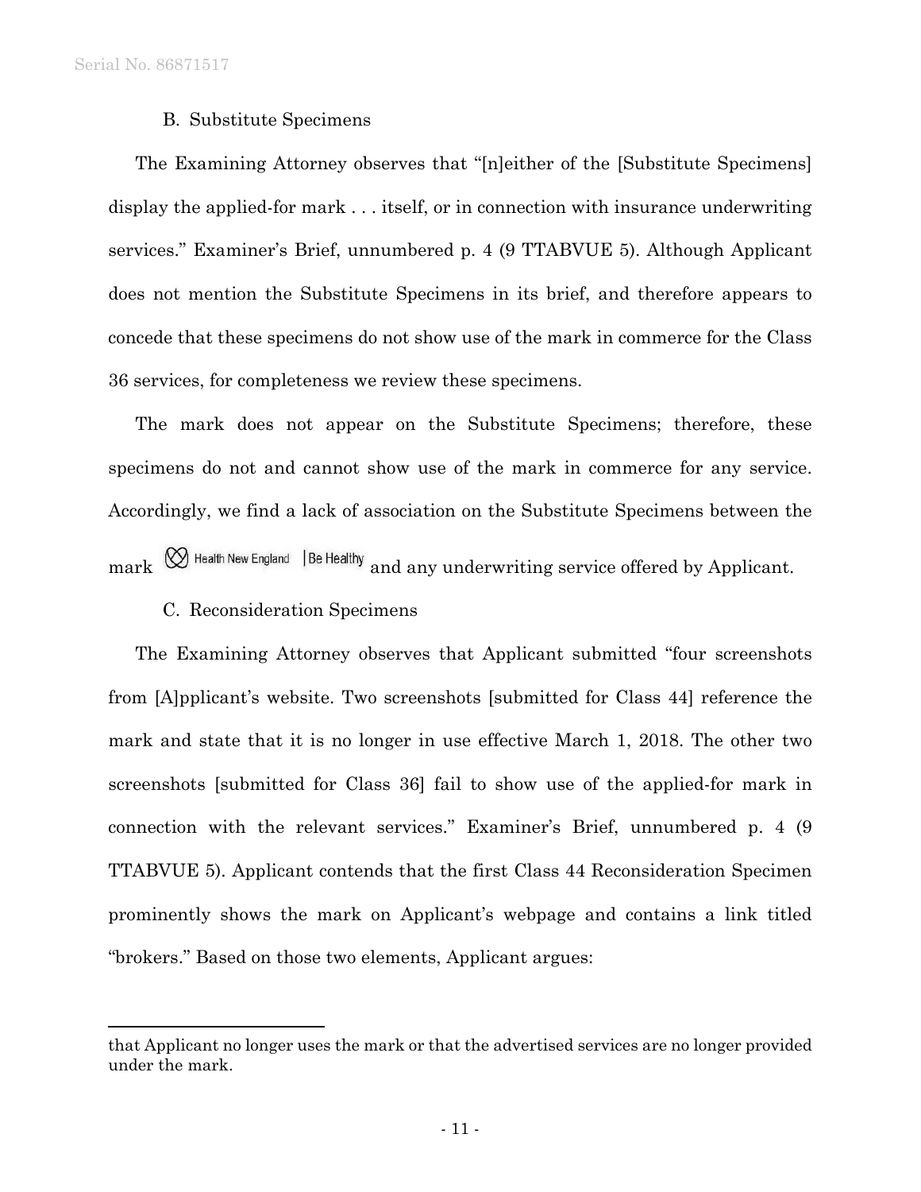B. Substitute Specimens

The Examining Attorney observes that "[n]either of the [Substitute Specimens] display the applied-for mark . . . itself, or in connection with insurance underwriting services." Examiner's Brief, unnumbered p. 4 (9 TTABVUE 5). Although Applicant does not mention the Substitute Specimens in its brief, and therefore appears to concede that these specimens do not show use of the mark in commerce for the Class 36 services, for completeness we review these specimens.

The mark does not appear on the Substitute Specimens; therefore, these specimens do not and cannot show use of the mark in commerce for any service. Accordingly, we find a lack of association on the Substitute Specimens between the mark Health New England | Be Healthy and any underwriting service offered by Applicant.

C. Reconsideration Specimens

The Examining Attorney observes that Applicant submitted "four screenshots from [A]pplicant's website. Two screenshots [submitted for Class 44] reference the mark and state that it is no longer in use effective March 1, 2018. The other two screenshots [submitted for Class 36] fail to show use of the applied-for mark in connection with the relevant services." Examiner's Brief, unnumbered p. 4 (9 TTABVUE 5). Applicant contends that the first Class 44 Reconsideration Specimen prominently shows the mark on Applicant's webpage and contains a link titled "brokers." Based on those two elements, Applicant argues:

---

that Applicant no longer uses the mark or that the advertised services are no longer provided under the mark.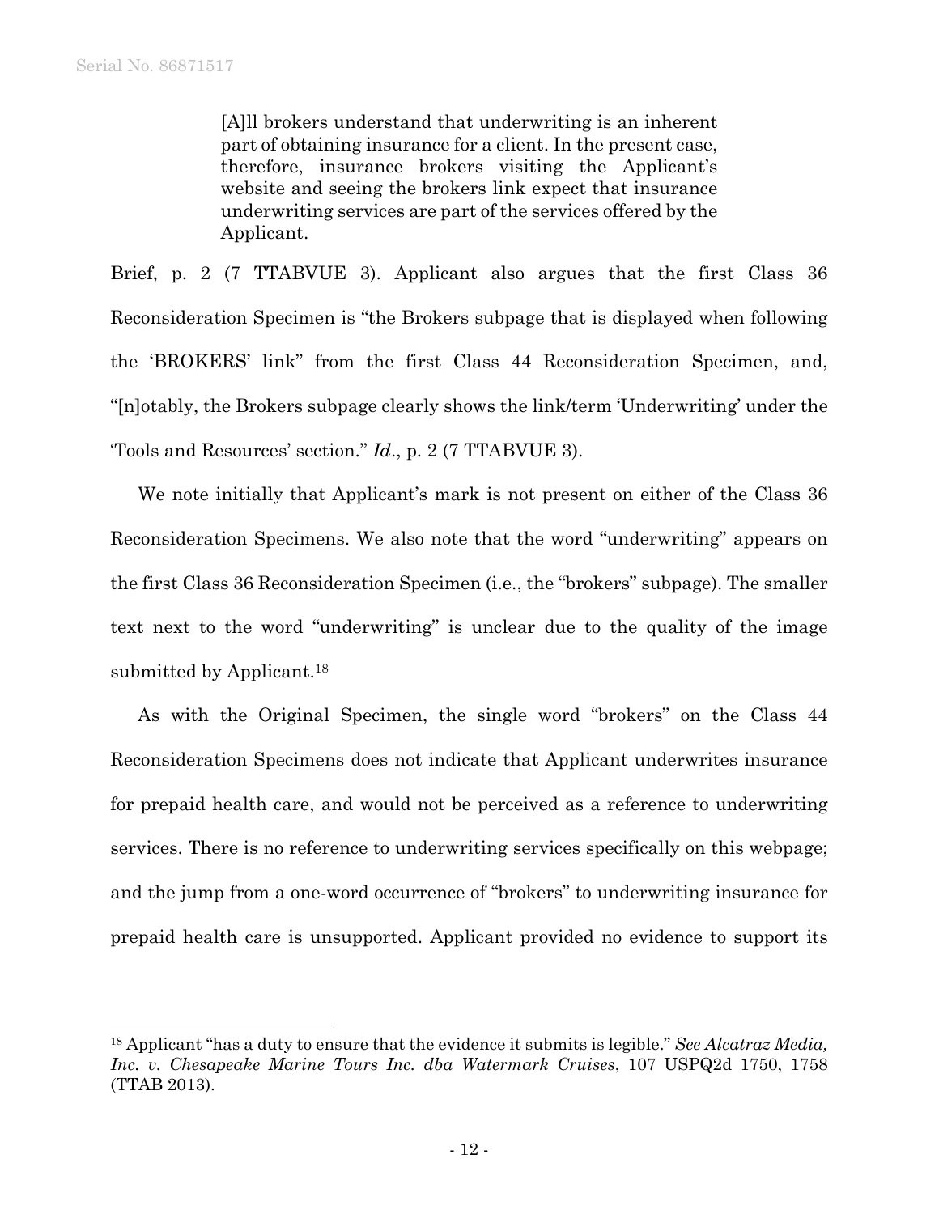> [A]ll brokers understand that underwriting is an inherent part of obtaining insurance for a client. In the present case, therefore, insurance brokers visiting the Applicant's website and seeing the brokers link expect that insurance underwriting services are part of the services offered by the Applicant.

Brief, p. 2 (7 TTABVUE 3). Applicant also argues that the first Class 36 Reconsideration Specimen is "the Brokers subpage that is displayed when following the 'BROKERS' link" from the first Class 44 Reconsideration Specimen, and, "[n]otably, the Brokers subpage clearly shows the link/term 'Underwriting' under the 'Tools and Resources' section." *Id*., p. 2 (7 TTABVUE 3).

We note initially that Applicant's mark is not present on either of the Class 36 Reconsideration Specimens. We also note that the word "underwriting" appears on the first Class 36 Reconsideration Specimen (i.e., the "brokers" subpage). The smaller text next to the word "underwriting" is unclear due to the quality of the image submitted by Applicant.[18]

As with the Original Specimen, the single word "brokers" on the Class 44 Reconsideration Specimens does not indicate that Applicant underwrites insurance for prepaid health care, and would not be perceived as a reference to underwriting services. There is no reference to underwriting services specifically on this webpage; and the jump from a one-word occurrence of "brokers" to underwriting insurance for prepaid health care is unsupported. Applicant provided no evidence to support its

---

[18] Applicant "has a duty to ensure that the evidence it submits is legible." *See Alcatraz Media, Inc. v. Chesapeake Marine Tours Inc. dba Watermark Cruises*, 107 USPQ2d 1750, 1758 (TTAB 2013).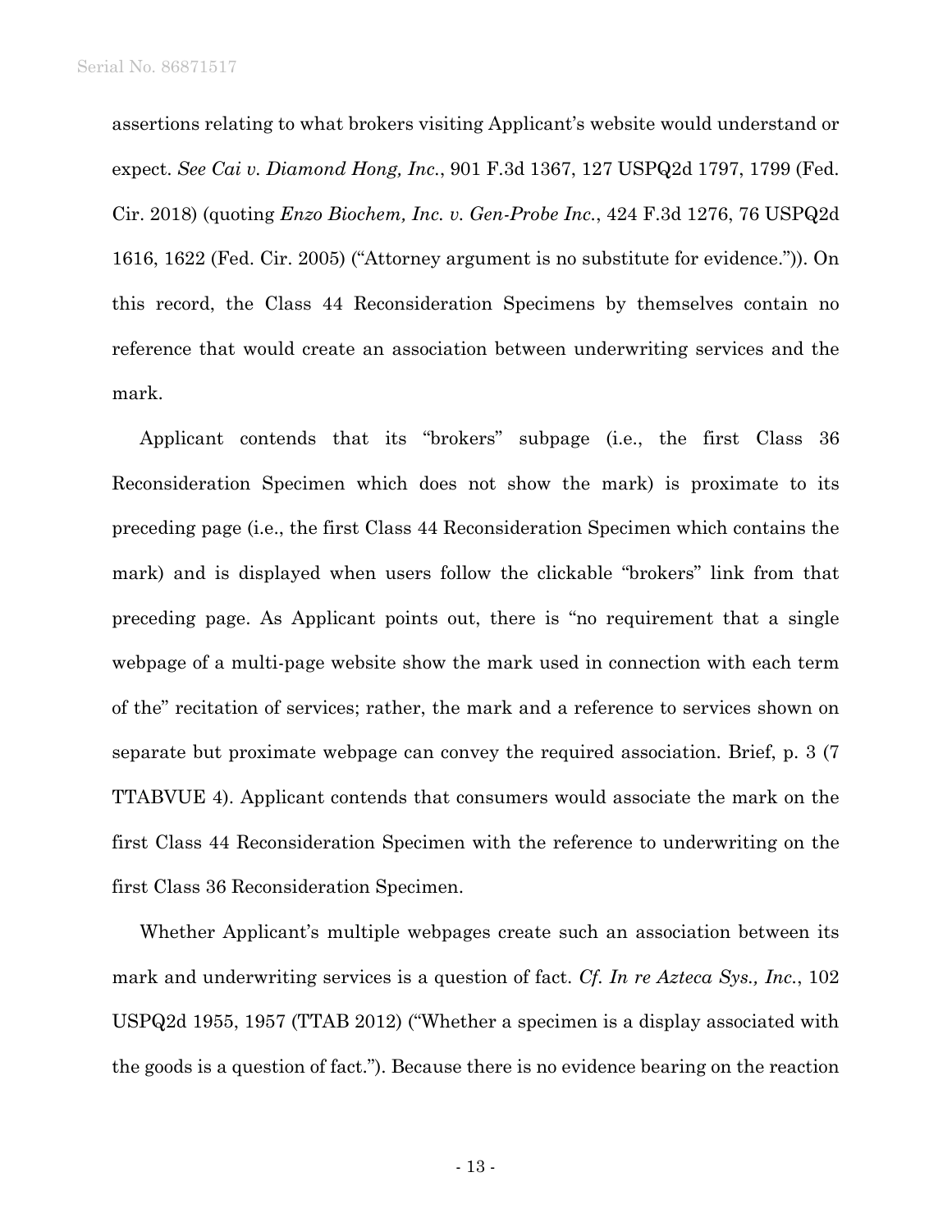assertions relating to what brokers visiting Applicant's website would understand or expect. *See Cai v. Diamond Hong, Inc.*, 901 F.3d 1367, 127 USPQ2d 1797, 1799 (Fed. Cir. 2018) (quoting *Enzo Biochem, Inc. v. Gen-Probe Inc.*, 424 F.3d 1276, 76 USPQ2d 1616, 1622 (Fed. Cir. 2005) ("Attorney argument is no substitute for evidence.")). On this record, the Class 44 Reconsideration Specimens by themselves contain no reference that would create an association between underwriting services and the mark.

Applicant contends that its "brokers" subpage (i.e., the first Class 36 Reconsideration Specimen which does not show the mark) is proximate to its preceding page (i.e., the first Class 44 Reconsideration Specimen which contains the mark) and is displayed when users follow the clickable "brokers" link from that preceding page. As Applicant points out, there is "no requirement that a single webpage of a multi-page website show the mark used in connection with each term of the" recitation of services; rather, the mark and a reference to services shown on separate but proximate webpage can convey the required association. Brief, p. 3 (7 TTABVUE 4). Applicant contends that consumers would associate the mark on the first Class 44 Reconsideration Specimen with the reference to underwriting on the first Class 36 Reconsideration Specimen.

Whether Applicant's multiple webpages create such an association between its mark and underwriting services is a question of fact. *Cf. In re Azteca Sys., Inc.*, 102 USPQ2d 1955, 1957 (TTAB 2012) ("Whether a specimen is a display associated with the goods is a question of fact."). Because there is no evidence bearing on the reaction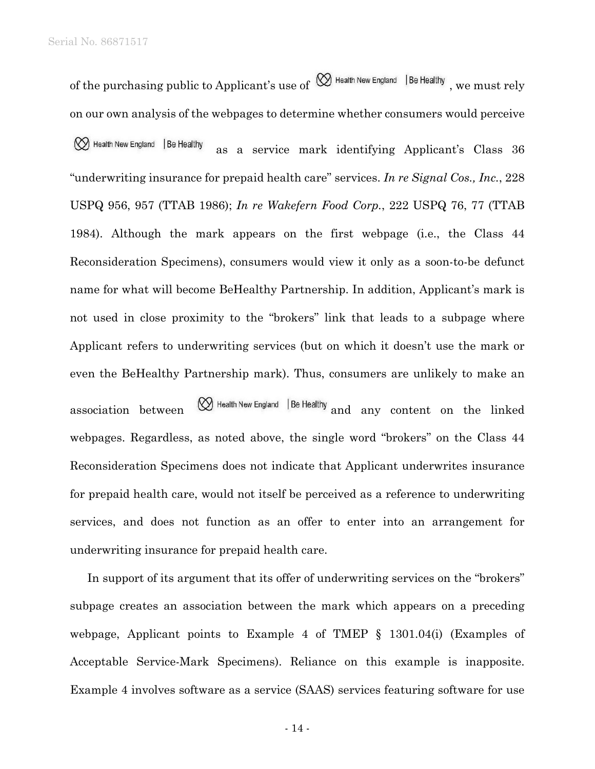of the purchasing public to Applicant's use of Health New England | Be Healthy, we must rely on our own analysis of the webpages to determine whether consumers would perceive Health New England | Be Healthy as a service mark identifying Applicant's Class 36 "underwriting insurance for prepaid health care" services. *In re Signal Cos., Inc.*, 228 USPQ 956, 957 (TTAB 1986); *In re Wakefern Food Corp.*, 222 USPQ 76, 77 (TTAB 1984). Although the mark appears on the first webpage (i.e., the Class 44 Reconsideration Specimens), consumers would view it only as a soon-to-be defunct name for what will become BeHealthy Partnership. In addition, Applicant's mark is not used in close proximity to the "brokers" link that leads to a subpage where Applicant refers to underwriting services (but on which it doesn't use the mark or even the BeHealthy Partnership mark). Thus, consumers are unlikely to make an association between Health New England | Be Healthy and any content on the linked webpages. Regardless, as noted above, the single word "brokers" on the Class 44 Reconsideration Specimens does not indicate that Applicant underwrites insurance for prepaid health care, would not itself be perceived as a reference to underwriting services, and does not function as an offer to enter into an arrangement for underwriting insurance for prepaid health care.

In support of its argument that its offer of underwriting services on the "brokers" subpage creates an association between the mark which appears on a preceding webpage, Applicant points to Example 4 of TMEP § 1301.04(i) (Examples of Acceptable Service-Mark Specimens). Reliance on this example is inapposite. Example 4 involves software as a service (SAAS) services featuring software for use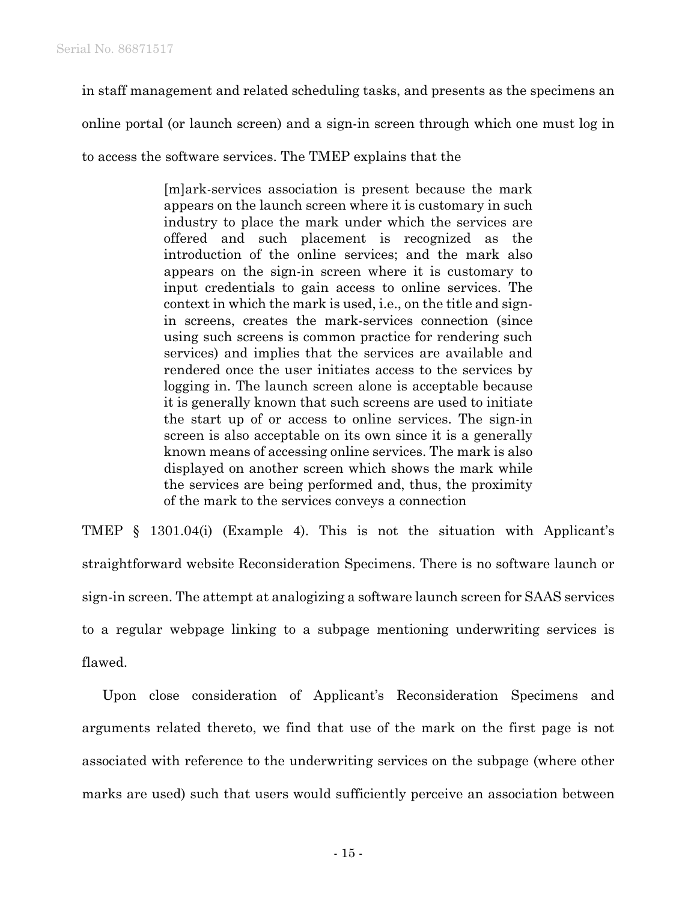in staff management and related scheduling tasks, and presents as the specimens an online portal (or launch screen) and a sign-in screen through which one must log in to access the software services. The TMEP explains that the

> [m]ark-services association is present because the mark appears on the launch screen where it is customary in such industry to place the mark under which the services are offered and such placement is recognized as the introduction of the online services; and the mark also appears on the sign-in screen where it is customary to input credentials to gain access to online services. The context in which the mark is used, i.e., on the title and sign-in screens, creates the mark-services connection (since using such screens is common practice for rendering such services) and implies that the services are available and rendered once the user initiates access to the services by logging in. The launch screen alone is acceptable because it is generally known that such screens are used to initiate the start up of or access to online services. The sign-in screen is also acceptable on its own since it is a generally known means of accessing online services. The mark is also displayed on another screen which shows the mark while the services are being performed and, thus, the proximity of the mark to the services conveys a connection

TMEP § 1301.04(i) (Example 4). This is not the situation with Applicant's straightforward website Reconsideration Specimens. There is no software launch or sign-in screen. The attempt at analogizing a software launch screen for SAAS services to a regular webpage linking to a subpage mentioning underwriting services is flawed.

Upon close consideration of Applicant's Reconsideration Specimens and arguments related thereto, we find that use of the mark on the first page is not associated with reference to the underwriting services on the subpage (where other marks are used) such that users would sufficiently perceive an association between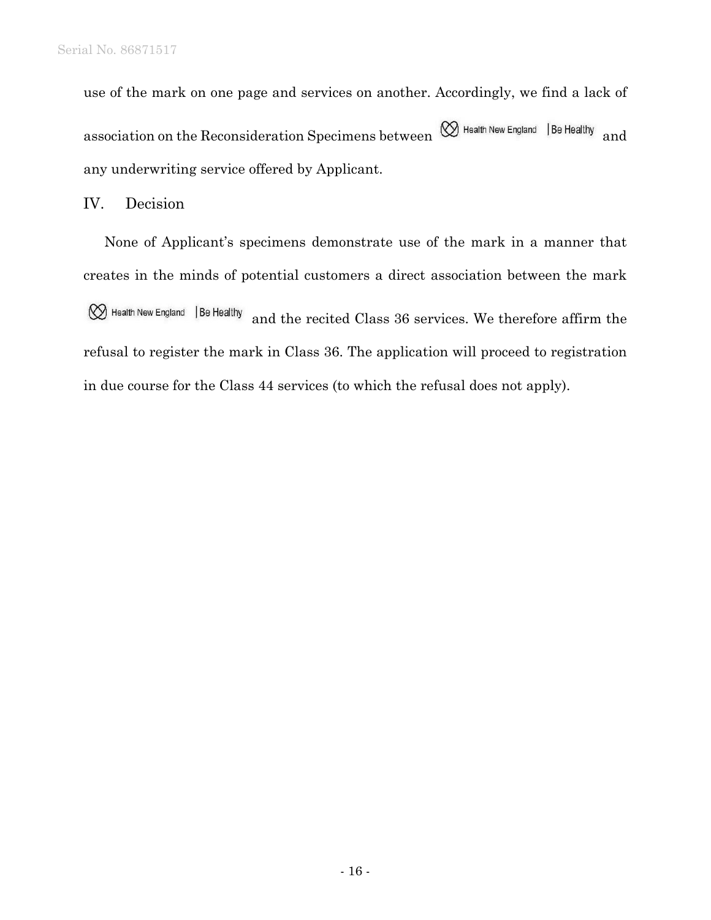use of the mark on one page and services on another. Accordingly, we find a lack of association on the Reconsideration Specimens between Health New England | Be Healthy and any underwriting service offered by Applicant.

## IV. Decision

None of Applicant's specimens demonstrate use of the mark in a manner that creates in the minds of potential customers a direct association between the mark Health New England | Be Healthy and the recited Class 36 services. We therefore affirm the refusal to register the mark in Class 36. The application will proceed to registration in due course for the Class 44 services (to which the refusal does not apply).